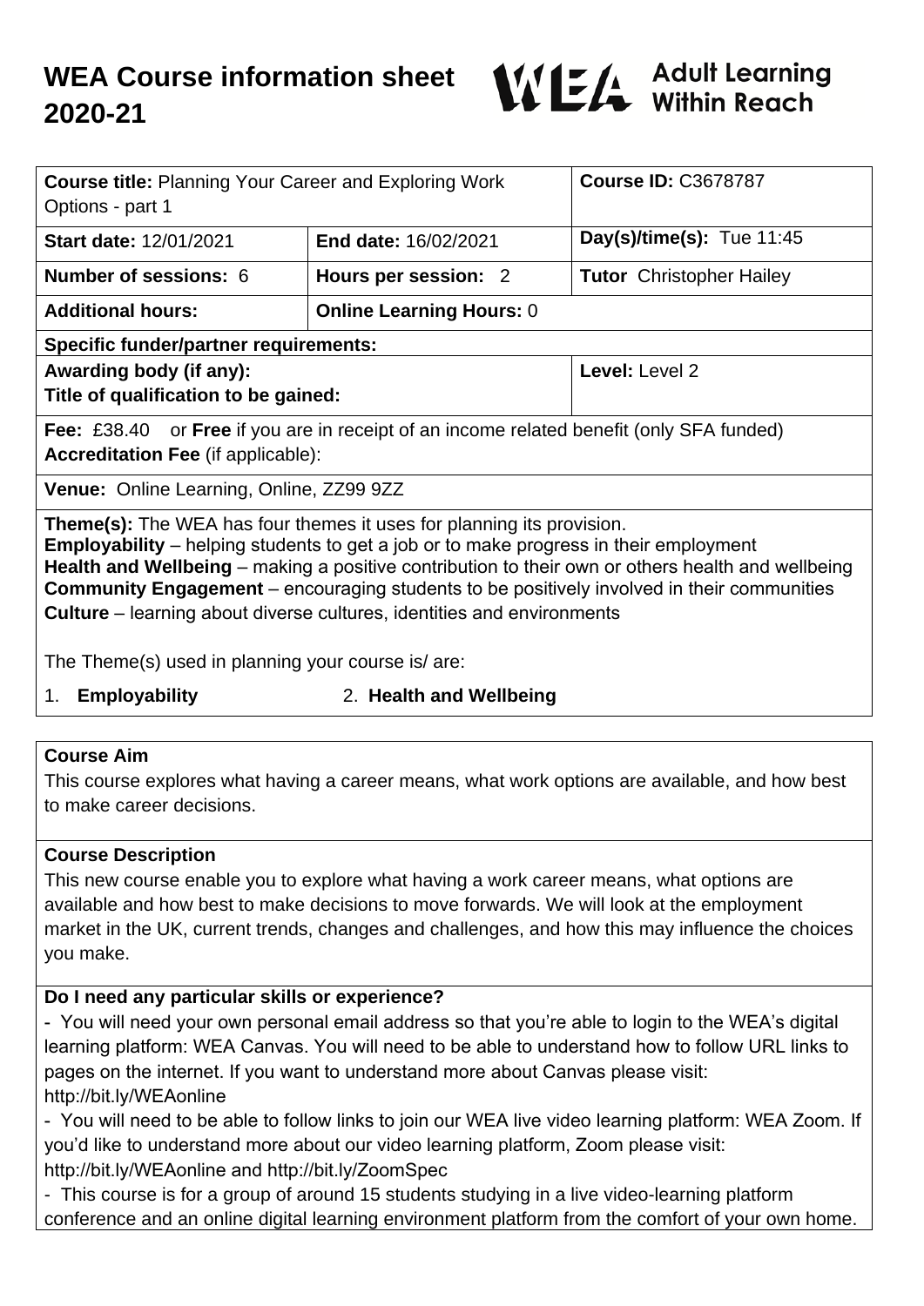# WEA Course information sheet 2020-21

WEA Adult Learning Within Reach

| **Course title:** Planning Your Career and Exploring Work Options - part 1 | | **Course ID:** C3678787 |
|---|---|---|
| **Start date:** 12/01/2021 | **End date:** 16/02/2021 | **Day(s)/time(s):** Tue 11:45 |
| **Number of sessions:** 6 | **Hours per session:** 2 | **Tutor** Christopher Hailey |
| **Additional hours:** | **Online Learning Hours:** 0 | |
| **Specific funder/partner requirements:** | | |
| **Awarding body (if any):**<br>**Title of qualification to be gained:** | | **Level:** Level 2 |
| **Fee:** £38.40 or **Free** if you are in receipt of an income related benefit (only SFA funded)<br>**Accreditation Fee** (if applicable): | | |
| **Venue:** Online Learning, Online, ZZ99 9ZZ | | |

**Theme(s):** The WEA has four themes it uses for planning its provision.
**Employability** – helping students to get a job or to make progress in their employment
**Health and Wellbeing** – making a positive contribution to their own or others health and wellbeing
**Community Engagement** – encouraging students to be positively involved in their communities
**Culture** – learning about diverse cultures, identities and environments

The Theme(s) used in planning your course is/ are:

1. **Employability** 2. **Health and Wellbeing**

## Course Aim

This course explores what having a career means, what work options are available, and how best to make career decisions.

## Course Description

This new course enable you to explore what having a work career means, what options are available and how best to make decisions to move forwards. We will look at the employment market in the UK, current trends, changes and challenges, and how this may influence the choices you make.

## Do I need any particular skills or experience?

- You will need your own personal email address so that you're able to login to the WEA's digital learning platform: WEA Canvas. You will need to be able to understand how to follow URL links to pages on the internet. If you want to understand more about Canvas please visit: http://bit.ly/WEAonline
- You will need to be able to follow links to join our WEA live video learning platform: WEA Zoom. If you'd like to understand more about our video learning platform, Zoom please visit: http://bit.ly/WEAonline and http://bit.ly/ZoomSpec
- This course is for a group of around 15 students studying in a live video-learning platform conference and an online digital learning environment platform from the comfort of your own home.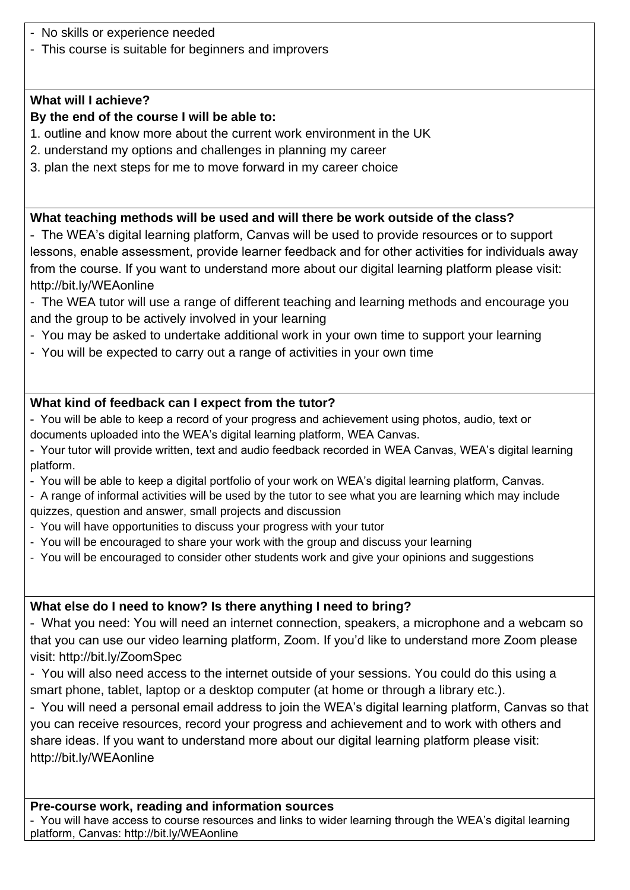- No skills or experience needed
- This course is suitable for beginners and improvers

**What will I achieve?**
**By the end of the course I will be able to:**

1. outline and know more about the current work environment in the UK
2. understand my options and challenges in planning my career
3. plan the next steps for me to move forward in my career choice

**What teaching methods will be used and will there be work outside of the class?**

- The WEA's digital learning platform, Canvas will be used to provide resources or to support lessons, enable assessment, provide learner feedback and for other activities for individuals away from the course. If you want to understand more about our digital learning platform please visit: http://bit.ly/WEAonline
- The WEA tutor will use a range of different teaching and learning methods and encourage you and the group to be actively involved in your learning
- You may be asked to undertake additional work in your own time to support your learning
- You will be expected to carry out a range of activities in your own time

**What kind of feedback can I expect from the tutor?**

- You will be able to keep a record of your progress and achievement using photos, audio, text or documents uploaded into the WEA's digital learning platform, WEA Canvas.
- Your tutor will provide written, text and audio feedback recorded in WEA Canvas, WEA's digital learning platform.
- You will be able to keep a digital portfolio of your work on WEA's digital learning platform, Canvas.
- A range of informal activities will be used by the tutor to see what you are learning which may include quizzes, question and answer, small projects and discussion
- You will have opportunities to discuss your progress with your tutor
- You will be encouraged to share your work with the group and discuss your learning
- You will be encouraged to consider other students work and give your opinions and suggestions

**What else do I need to know? Is there anything I need to bring?**

- What you need: You will need an internet connection, speakers, a microphone and a webcam so that you can use our video learning platform, Zoom. If you'd like to understand more Zoom please visit: http://bit.ly/ZoomSpec
- You will also need access to the internet outside of your sessions. You could do this using a smart phone, tablet, laptop or a desktop computer (at home or through a library etc.).
- You will need a personal email address to join the WEA's digital learning platform, Canvas so that you can receive resources, record your progress and achievement and to work with others and share ideas. If you want to understand more about our digital learning platform please visit: http://bit.ly/WEAonline

**Pre-course work, reading and information sources**

- You will have access to course resources and links to wider learning through the WEA's digital learning platform, Canvas: http://bit.ly/WEAonline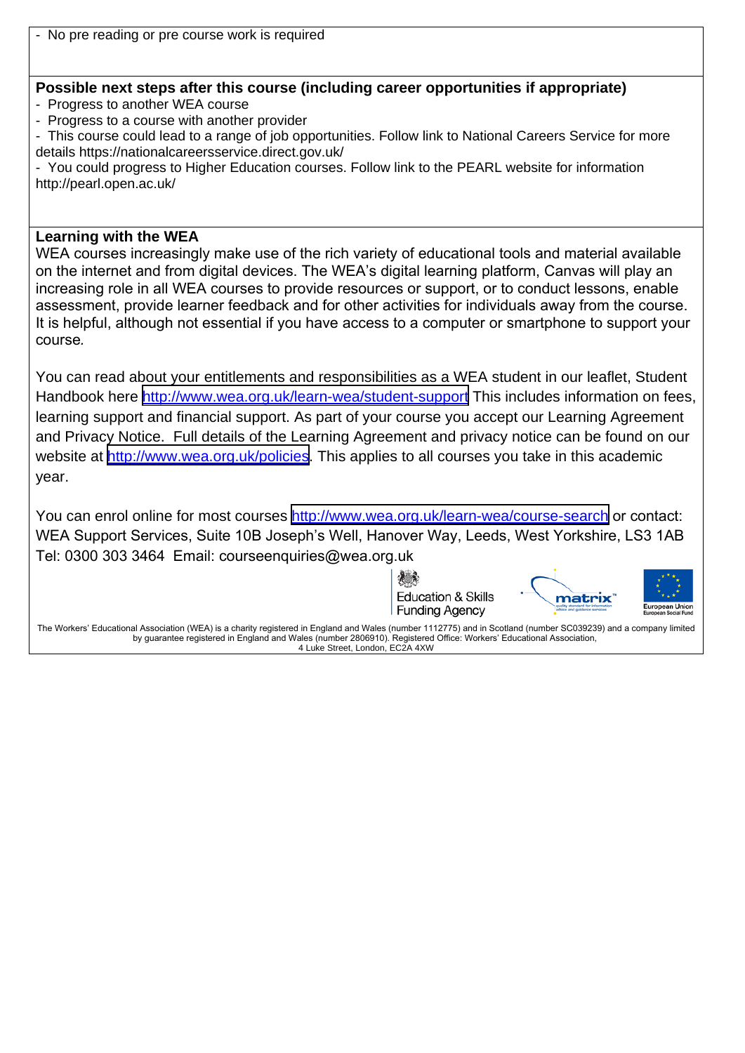- No pre reading or pre course work is required

**Possible next steps after this course (including career opportunities if appropriate)**

- Progress to another WEA course
- Progress to a course with another provider
- This course could lead to a range of job opportunities. Follow link to National Careers Service for more details https://nationalcareersservice.direct.gov.uk/
- You could progress to Higher Education courses. Follow link to the PEARL website for information http://pearl.open.ac.uk/

**Learning with the WEA**

WEA courses increasingly make use of the rich variety of educational tools and material available on the internet and from digital devices. The WEA's digital learning platform, Canvas will play an increasing role in all WEA courses to provide resources or support, or to conduct lessons, enable assessment, provide learner feedback and for other activities for individuals away from the course. It is helpful, although not essential if you have access to a computer or smartphone to support your course.

You can read about your entitlements and responsibilities as a WEA student in our leaflet, Student Handbook here http://www.wea.org.uk/learn-wea/student-support This includes information on fees, learning support and financial support. As part of your course you accept our Learning Agreement and Privacy Notice. Full details of the Learning Agreement and privacy notice can be found on our website at http://www.wea.org.uk/policies. This applies to all courses you take in this academic year.

You can enrol online for most courses http://www.wea.org.uk/learn-wea/course-search or contact: WEA Support Services, Suite 10B Joseph's Well, Hanover Way, Leeds, West Yorkshire, LS3 1AB Tel: 0300 303 3464 Email: courseenquiries@wea.org.uk

Education & Skills Funding Agency

matrix

European Union European Social Fund

The Workers' Educational Association (WEA) is a charity registered in England and Wales (number 1112775) and in Scotland (number SC039239) and a company limited by guarantee registered in England and Wales (number 2806910). Registered Office: Workers' Educational Association, 4 Luke Street, London, EC2A 4XW